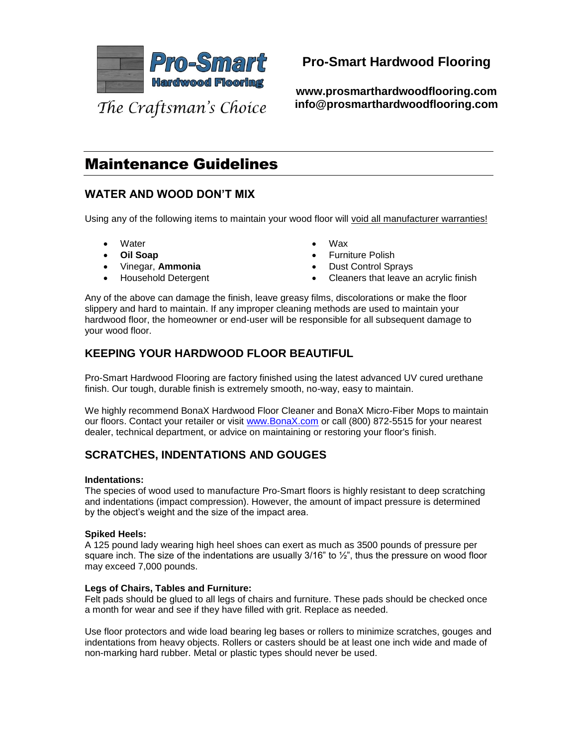Pro-Smart Hardwood Flooring

*The Craftsman's Choice*

**Pro-Smart Hardwood Flooring**

**www.prosmarthardwoodflooring.com**
**info@prosmarthardwoodflooring.com**

# Maintenance Guidelines

## WATER AND WOOD DON'T MIX

Using any of the following items to maintain your wood floor will void all manufacturer warranties!

- Water
- **Oil Soap**
- Vinegar, **Ammonia**
- Household Detergent
- Wax
- Furniture Polish
- Dust Control Sprays
- Cleaners that leave an acrylic finish

Any of the above can damage the finish, leave greasy films, discolorations or make the floor slippery and hard to maintain. If any improper cleaning methods are used to maintain your hardwood floor, the homeowner or end-user will be responsible for all subsequent damage to your wood floor.

## KEEPING YOUR HARDWOOD FLOOR BEAUTIFUL

Pro-Smart Hardwood Flooring are factory finished using the latest advanced UV cured urethane finish. Our tough, durable finish is extremely smooth, no-way, easy to maintain.

We highly recommend BonaX Hardwood Floor Cleaner and BonaX Micro-Fiber Mops to maintain our floors. Contact your retailer or visit www.BonaX.com or call (800) 872-5515 for your nearest dealer, technical department, or advice on maintaining or restoring your floor's finish.

## SCRATCHES, INDENTATIONS AND GOUGES

**Indentations:**
The species of wood used to manufacture Pro-Smart floors is highly resistant to deep scratching and indentations (impact compression). However, the amount of impact pressure is determined by the object's weight and the size of the impact area.

**Spiked Heels:**
A 125 pound lady wearing high heel shoes can exert as much as 3500 pounds of pressure per square inch. The size of the indentations are usually 3/16" to ½", thus the pressure on wood floor may exceed 7,000 pounds.

**Legs of Chairs, Tables and Furniture:**
Felt pads should be glued to all legs of chairs and furniture. These pads should be checked once a month for wear and see if they have filled with grit. Replace as needed.

Use floor protectors and wide load bearing leg bases or rollers to minimize scratches, gouges and indentations from heavy objects. Rollers or casters should be at least one inch wide and made of non-marking hard rubber. Metal or plastic types should never be used.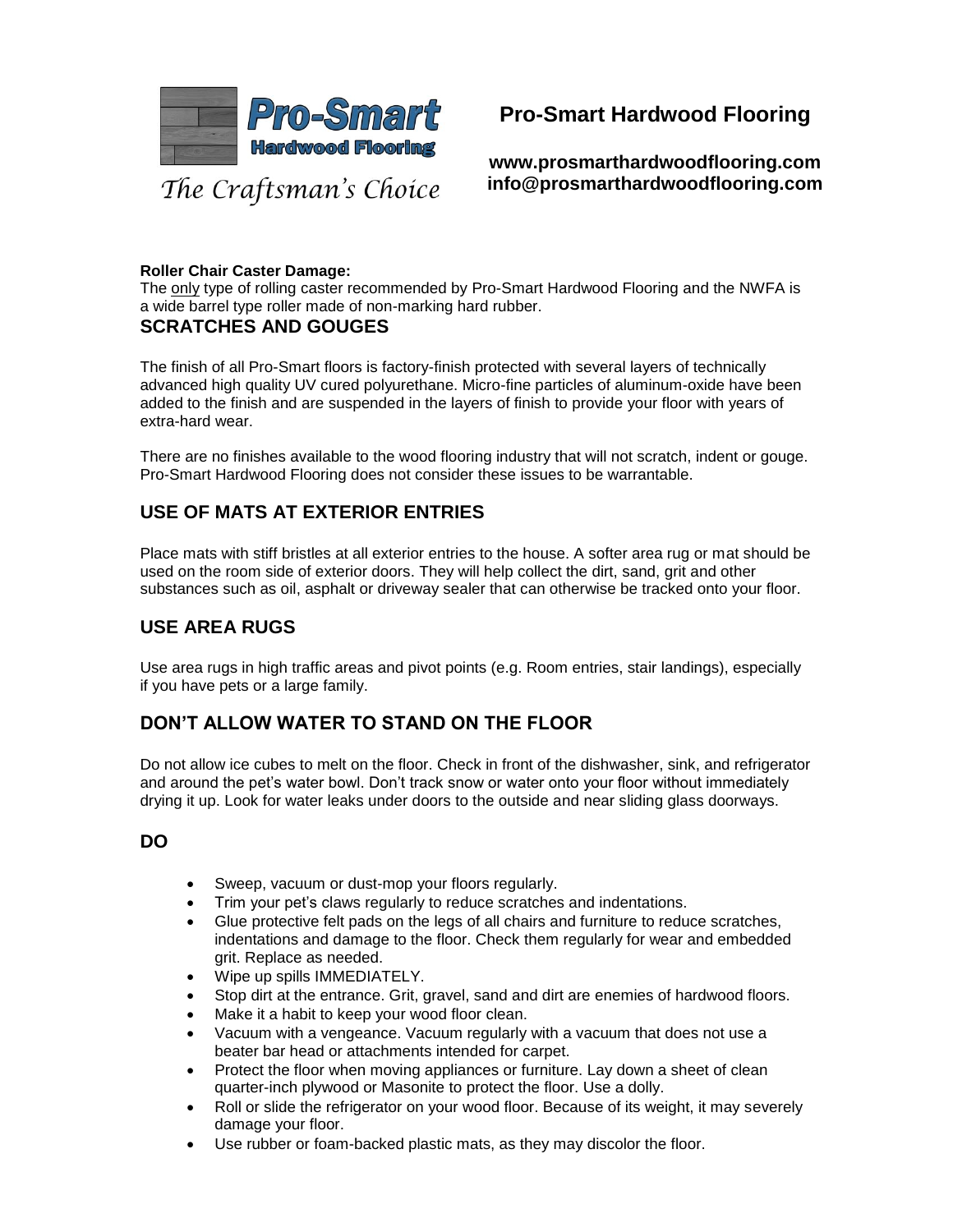# Pro-Smart Hardwood Flooring

**www.prosmarthardwoodflooring.com**
**info@prosmarthardwoodflooring.com**

*The Craftsman's Choice*

**Roller Chair Caster Damage:**
The only type of rolling caster recommended by Pro-Smart Hardwood Flooring and the NWFA is a wide barrel type roller made of non-marking hard rubber.

## SCRATCHES AND GOUGES

The finish of all Pro-Smart floors is factory-finish protected with several layers of technically advanced high quality UV cured polyurethane. Micro-fine particles of aluminum-oxide have been added to the finish and are suspended in the layers of finish to provide your floor with years of extra-hard wear.

There are no finishes available to the wood flooring industry that will not scratch, indent or gouge. Pro-Smart Hardwood Flooring does not consider these issues to be warrantable.

## USE OF MATS AT EXTERIOR ENTRIES

Place mats with stiff bristles at all exterior entries to the house. A softer area rug or mat should be used on the room side of exterior doors. They will help collect the dirt, sand, grit and other substances such as oil, asphalt or driveway sealer that can otherwise be tracked onto your floor.

## USE AREA RUGS

Use area rugs in high traffic areas and pivot points (e.g. Room entries, stair landings), especially if you have pets or a large family.

## DON'T ALLOW WATER TO STAND ON THE FLOOR

Do not allow ice cubes to melt on the floor. Check in front of the dishwasher, sink, and refrigerator and around the pet's water bowl. Don't track snow or water onto your floor without immediately drying it up. Look for water leaks under doors to the outside and near sliding glass doorways.

## DO

- Sweep, vacuum or dust-mop your floors regularly.
- Trim your pet's claws regularly to reduce scratches and indentations.
- Glue protective felt pads on the legs of all chairs and furniture to reduce scratches, indentations and damage to the floor. Check them regularly for wear and embedded grit. Replace as needed.
- Wipe up spills IMMEDIATELY.
- Stop dirt at the entrance. Grit, gravel, sand and dirt are enemies of hardwood floors.
- Make it a habit to keep your wood floor clean.
- Vacuum with a vengeance. Vacuum regularly with a vacuum that does not use a beater bar head or attachments intended for carpet.
- Protect the floor when moving appliances or furniture. Lay down a sheet of clean quarter-inch plywood or Masonite to protect the floor. Use a dolly.
- Roll or slide the refrigerator on your wood floor. Because of its weight, it may severely damage your floor.
- Use rubber or foam-backed plastic mats, as they may discolor the floor.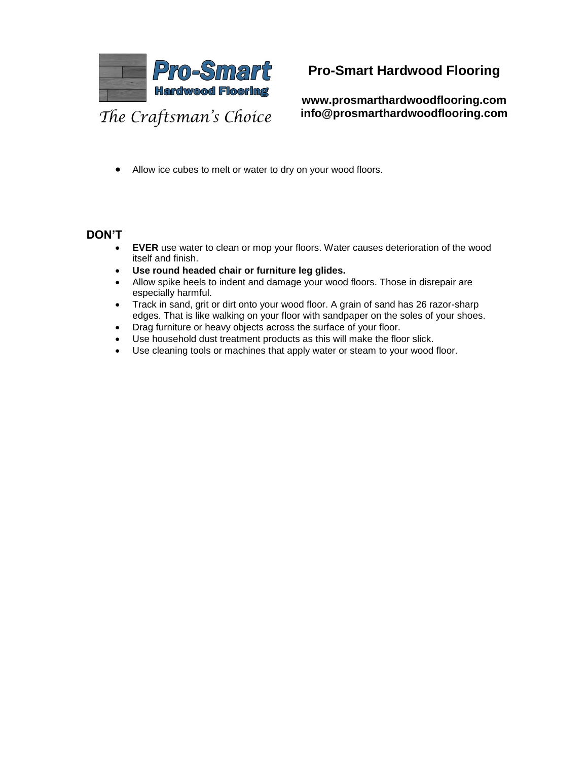- Allow ice cubes to melt or water to dry on your wood floors.

## DON'T

- **EVER** use water to clean or mop your floors. Water causes deterioration of the wood itself and finish.
- **Use round headed chair or furniture leg glides.**
- Allow spike heels to indent and damage your wood floors. Those in disrepair are especially harmful.
- Track in sand, grit or dirt onto your wood floor. A grain of sand has 26 razor-sharp edges. That is like walking on your floor with sandpaper on the soles of your shoes.
- Drag furniture or heavy objects across the surface of your floor.
- Use household dust treatment products as this will make the floor slick.
- Use cleaning tools or machines that apply water or steam to your wood floor.